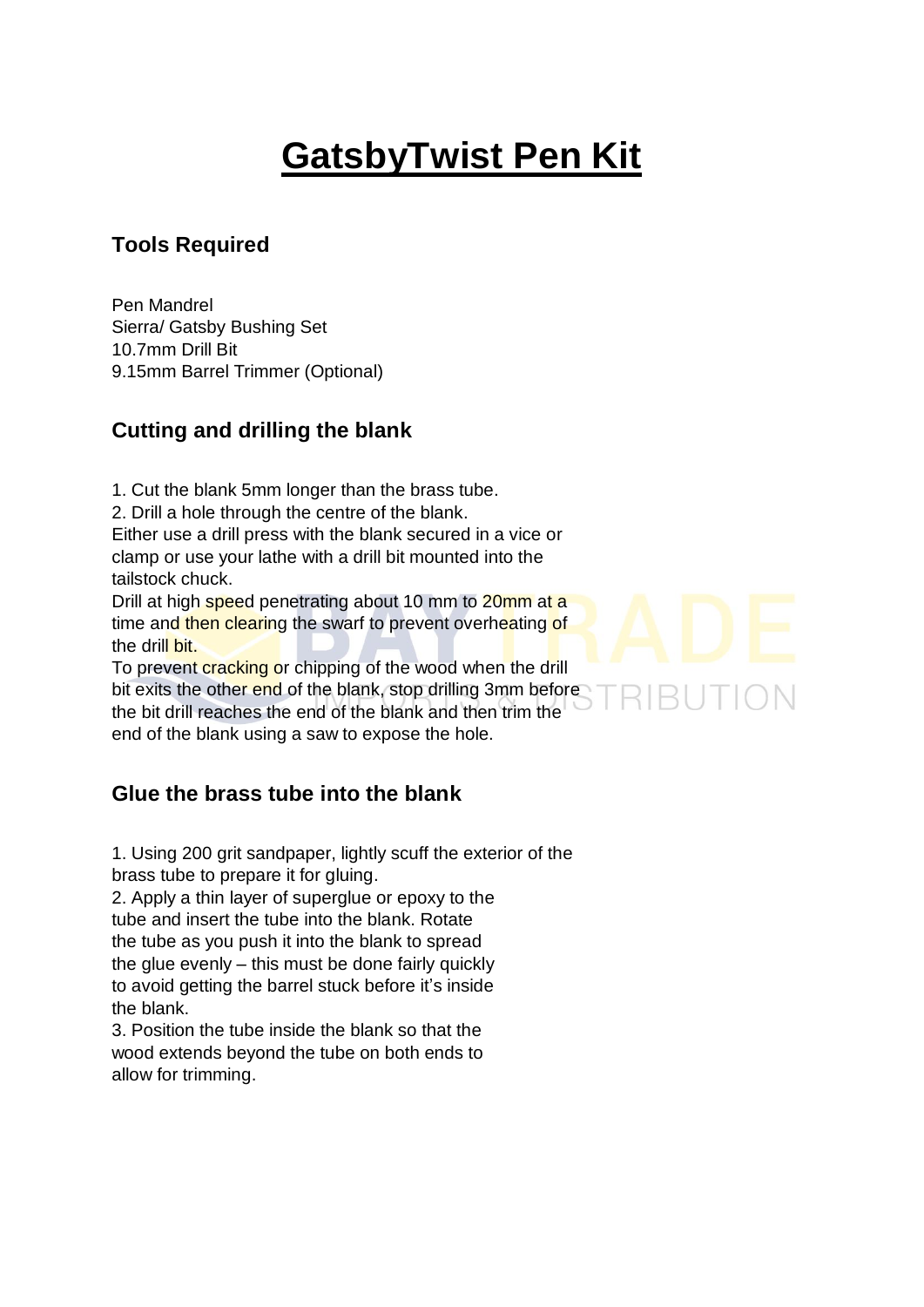# GatsbyTwist Pen Kit

## Tools Required

Pen Mandrel
Sierra/ Gatsby Bushing Set
10.7mm Drill Bit
9.15mm Barrel Trimmer (Optional)

## Cutting and drilling the blank

1. Cut the blank 5mm longer than the brass tube.
2. Drill a hole through the centre of the blank.

Either use a drill press with the blank secured in a vice or clamp or use your lathe with a drill bit mounted into the tailstock chuck.

Drill at high speed penetrating about 10 mm to 20mm at a time and then clearing the swarf to prevent overheating of the drill bit.

To prevent cracking or chipping of the wood when the drill bit exits the other end of the blank, stop drilling 3mm before the bit drill reaches the end of the blank and then trim the end of the blank using a saw to expose the hole.

## Glue the brass tube into the blank

1. Using 200 grit sandpaper, lightly scuff the exterior of the brass tube to prepare it for gluing.
2. Apply a thin layer of superglue or epoxy to the tube and insert the tube into the blank. Rotate the tube as you push it into the blank to spread the glue evenly – this must be done fairly quickly to avoid getting the barrel stuck before it's inside the blank.
3. Position the tube inside the blank so that the wood extends beyond the tube on both ends to allow for trimming.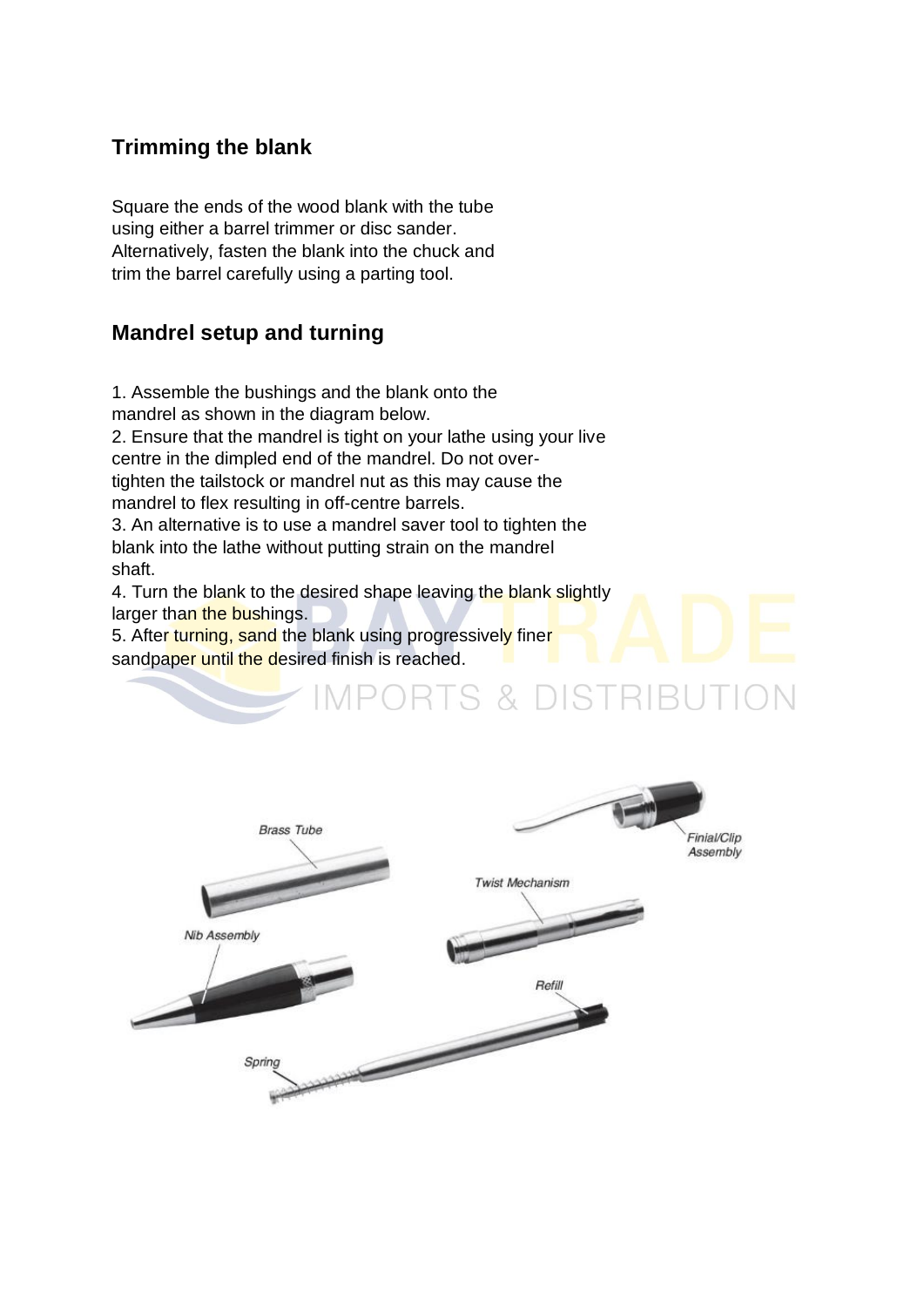## Trimming the blank

Square the ends of the wood blank with the tube using either a barrel trimmer or disc sander. Alternatively, fasten the blank into the chuck and trim the barrel carefully using a parting tool.

## Mandrel setup and turning

1. Assemble the bushings and the blank onto the mandrel as shown in the diagram below.
2. Ensure that the mandrel is tight on your lathe using your live centre in the dimpled end of the mandrel. Do not over-tighten the tailstock or mandrel nut as this may cause the mandrel to flex resulting in off-centre barrels.
3. An alternative is to use a mandrel saver tool to tighten the blank into the lathe without putting strain on the mandrel shaft.
4. Turn the blank to the desired shape leaving the blank slightly larger than the bushings.
5. After turning, sand the blank using progressively finer sandpaper until the desired finish is reached.

Brass Tube

Finial/Clip Assembly

Twist Mechanism

Nib Assembly

Refill

Spring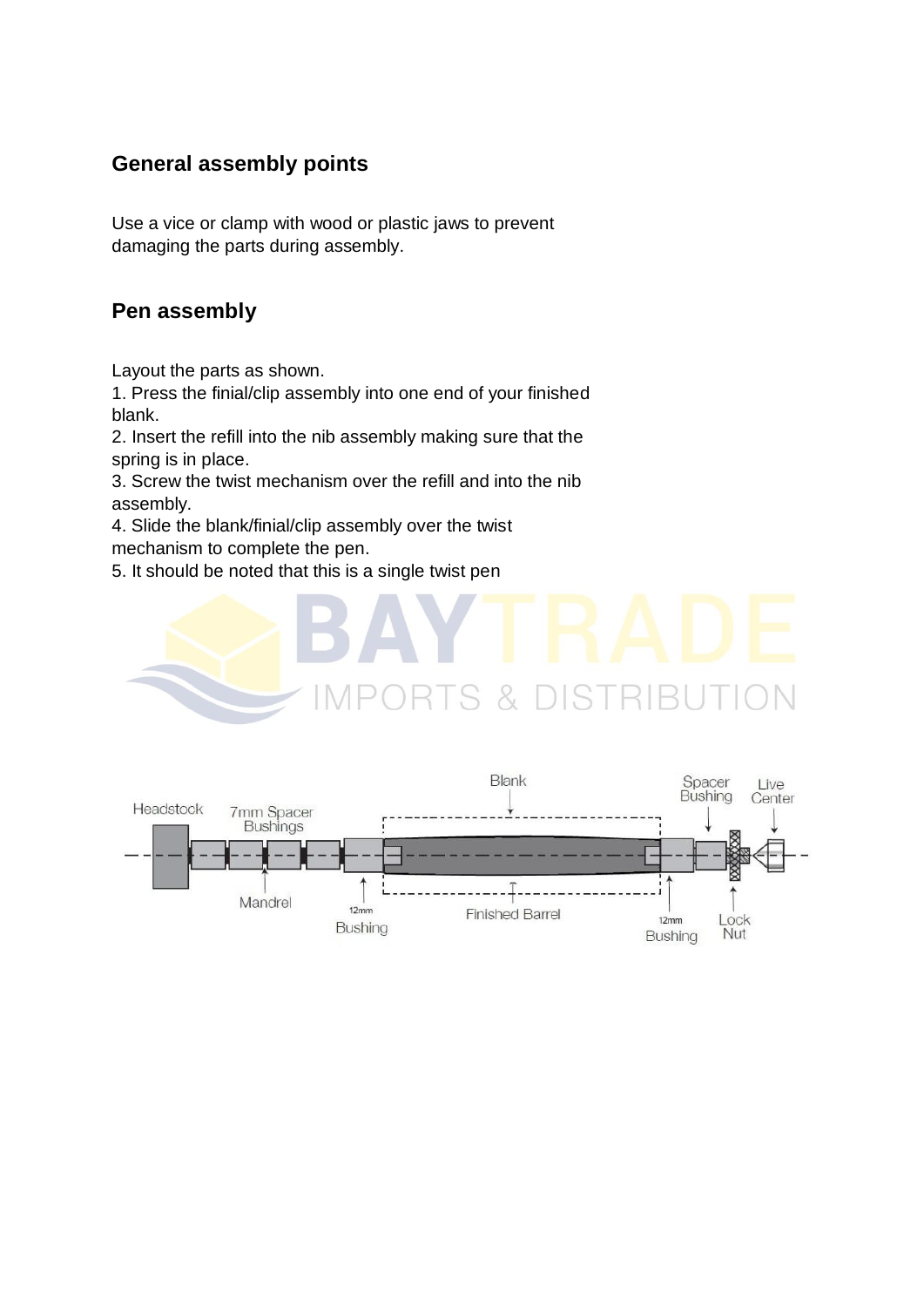## General assembly points

Use a vice or clamp with wood or plastic jaws to prevent damaging the parts during assembly.

## Pen assembly

Layout the parts as shown.

1. Press the finial/clip assembly into one end of your finished blank.
2. Insert the refill into the nib assembly making sure that the spring is in place.
3. Screw the twist mechanism over the refill and into the nib assembly.
4. Slide the blank/finial/clip assembly over the twist mechanism to complete the pen.
5. It should be noted that this is a single twist pen

Headstock

7mm Spacer Bushings

Mandrel

12mm Bushing

Blank

Finished Barrel

12mm Bushing

Spacer Bushing

Lock Nut

Live Center